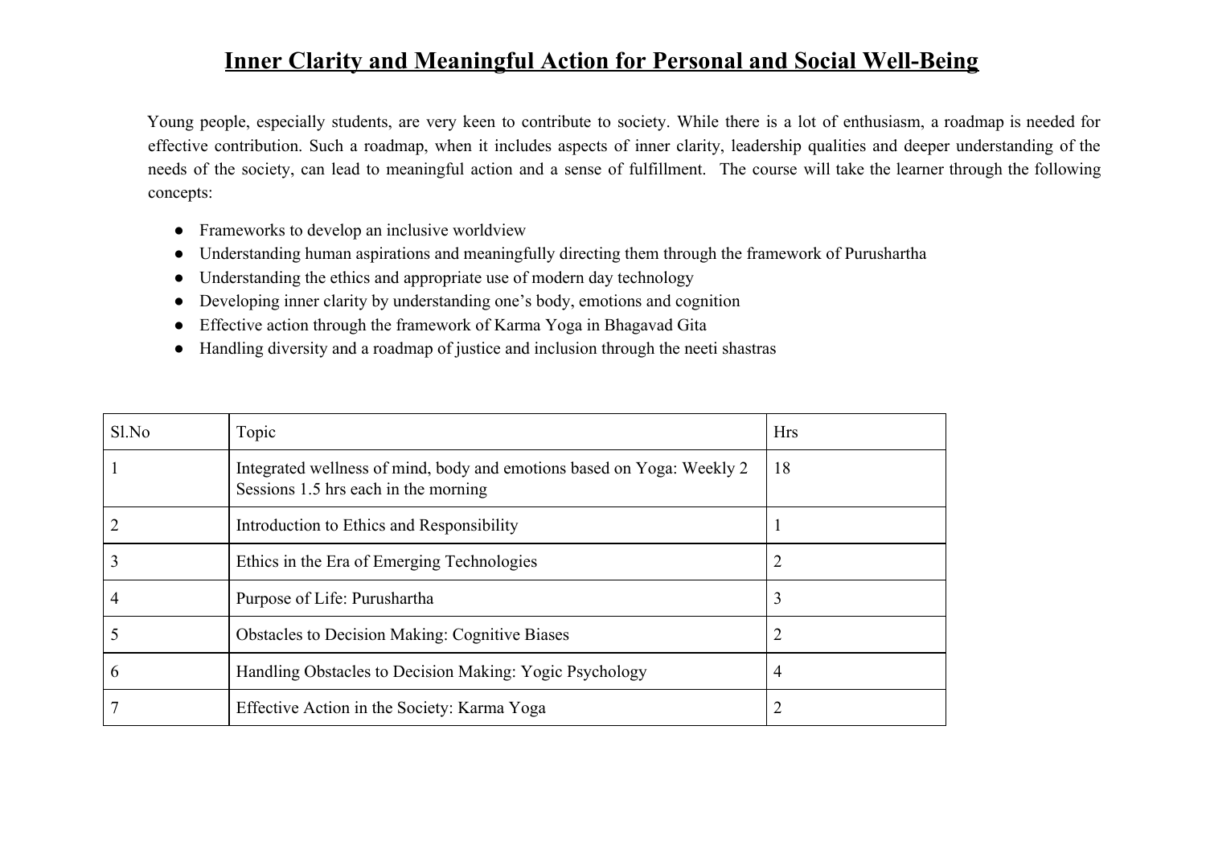# Inner Clarity and Meaningful Action for Personal and Social Well-Being

Young people, especially students, are very keen to contribute to society. While there is a lot of enthusiasm, a roadmap is needed for effective contribution. Such a roadmap, when it includes aspects of inner clarity, leadership qualities and deeper understanding of the needs of the society, can lead to meaningful action and a sense of fulfillment. The course will take the learner through the following concepts:

- Frameworks to develop an inclusive worldview
- Understanding human aspirations and meaningfully directing them through the framework of Purushartha
- Understanding the ethics and appropriate use of modern day technology
- Developing inner clarity by understanding one's body, emotions and cognition
- Effective action through the framework of Karma Yoga in Bhagavad Gita
- Handling diversity and a roadmap of justice and inclusion through the neeti shastras

| Sl.No | Topic | Hrs |
|---|---|---|
| 1 | Integrated wellness of mind, body and emotions based on Yoga: Weekly 2 Sessions 1.5 hrs each in the morning | 18 |
| 2 | Introduction to Ethics and Responsibility | 1 |
| 3 | Ethics in the Era of Emerging Technologies | 2 |
| 4 | Purpose of Life: Purushartha | 3 |
| 5 | Obstacles to Decision Making: Cognitive Biases | 2 |
| 6 | Handling Obstacles to Decision Making: Yogic Psychology | 4 |
| 7 | Effective Action in the Society: Karma Yoga | 2 |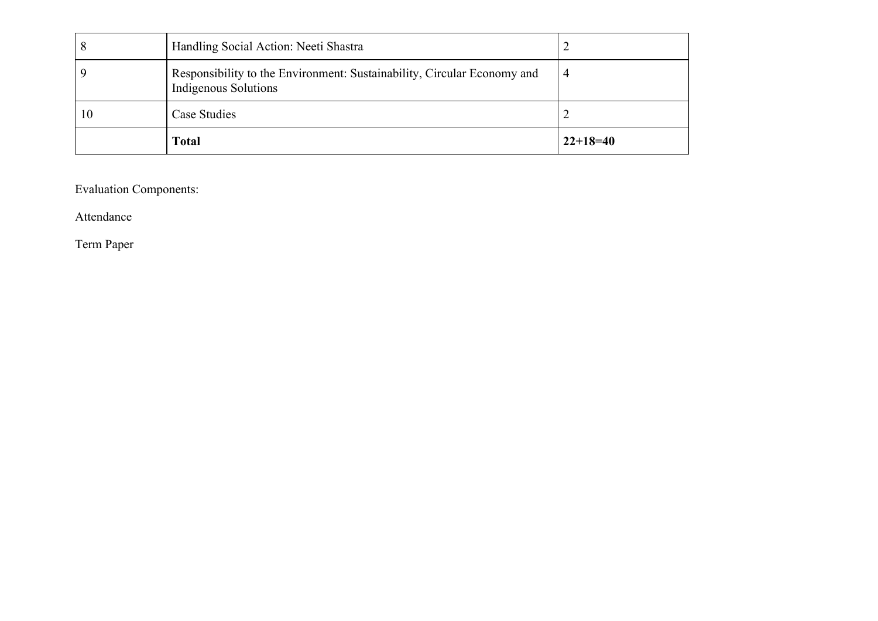| | | |
|---|---|---|
| 8 | Handling Social Action: Neeti Shastra | 2 |
| 9 | Responsibility to the Environment: Sustainability, Circular Economy and Indigenous Solutions | 4 |
| 10 | Case Studies | 2 |
| | **Total** | **22+18=40** |

Evaluation Components:

Attendance

Term Paper